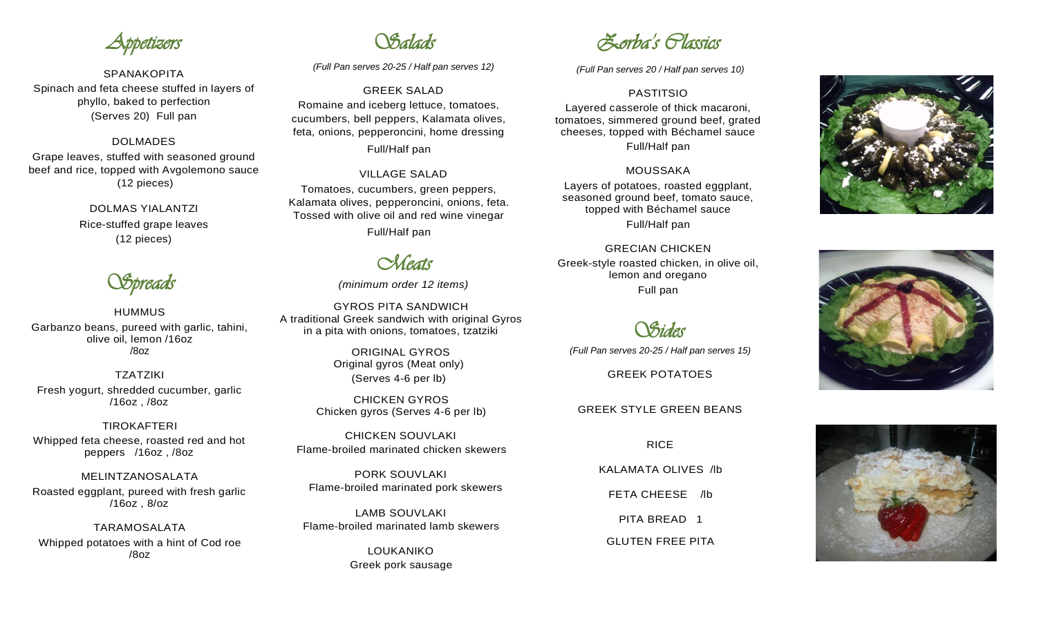## Appetizers

SPANAKOPITA

Spinach and feta cheese stuffed in layers of phyllo, baked to perfection
(Serves 20) Full pan

DOLMADES

Grape leaves, stuffed with seasoned ground beef and rice, topped with Avgolemono sauce
(12 pieces)

DOLMAS YIALANTZI

Rice-stuffed grape leaves
(12 pieces)

## Spreads

HUMMUS

Garbanzo beans, pureed with garlic, tahini, olive oil, lemon /16oz
/8oz

TZATZIKI

Fresh yogurt, shredded cucumber, garlic
/16oz , /8oz

TIROKAFTERI

Whipped feta cheese, roasted red and hot peppers /16oz , /8oz

MELINTZANOSALATA

Roasted eggplant, pureed with fresh garlic
/16oz , 8/oz

TARAMOSALATA

Whipped potatoes with a hint of Cod roe
/8oz

## Salads

*(Full Pan serves 20-25 / Half pan serves 12)*

GREEK SALAD

Romaine and iceberg lettuce, tomatoes, cucumbers, bell peppers, Kalamata olives, feta, onions, pepperoncini, home dressing

Full/Half pan

VILLAGE SALAD

Tomatoes, cucumbers, green peppers, Kalamata olives, pepperoncini, onions, feta. Tossed with olive oil and red wine vinegar

Full/Half pan

## Meats

*(minimum order 12 items)*

GYROS PITA SANDWICH

A traditional Greek sandwich with original Gyros in a pita with onions, tomatoes, tzatziki

ORIGINAL GYROS

Original gyros (Meat only)
(Serves 4-6 per lb)

CHICKEN GYROS

Chicken gyros (Serves 4-6 per lb)

CHICKEN SOUVLAKI

Flame-broiled marinated chicken skewers

PORK SOUVLAKI

Flame-broiled marinated pork skewers

LAMB SOUVLAKI

Flame-broiled marinated lamb skewers

LOUKANIKO

Greek pork sausage

## Zorba's Classics

*(Full Pan serves 20 / Half pan serves 10)*

PASTITSIO

Layered casserole of thick macaroni, tomatoes, simmered ground beef, grated cheeses, topped with Béchamel sauce

Full/Half pan

MOUSSAKA

Layers of potatoes, roasted eggplant, seasoned ground beef, tomato sauce, topped with Béchamel sauce

Full/Half pan

GRECIAN CHICKEN

Greek-style roasted chicken, in olive oil, lemon and oregano

Full pan

## Sides

*(Full Pan serves 20-25 / Half pan serves 15)*

GREEK POTATOES

GREEK STYLE GREEN BEANS

RICE

KALAMATA OLIVES /lb

FETA CHEESE /lb

PITA BREAD 1

GLUTEN FREE PITA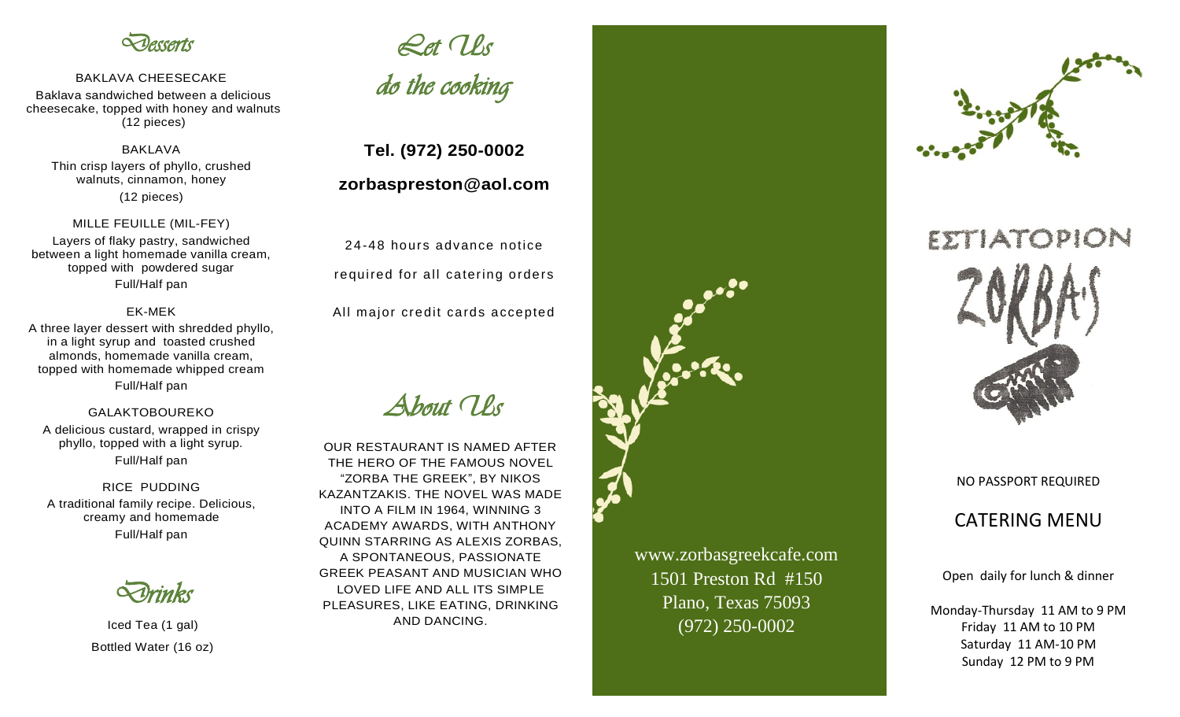# Desserts

BAKLAVA CHEESECAKE

Baklava sandwiched between a delicious cheesecake, topped with honey and walnuts (12 pieces)

BAKLAVA

Thin crisp layers of phyllo, crushed walnuts, cinnamon, honey

(12 pieces)

MILLE FEUILLE (MIL-FEY)

Layers of flaky pastry, sandwiched between a light homemade vanilla cream, topped with powdered sugar

Full/Half pan

EK-MEK

A three layer dessert with shredded phyllo, in a light syrup and toasted crushed almonds, homemade vanilla cream, topped with homemade whipped cream

Full/Half pan

GALAKTOBOUREKO

A delicious custard, wrapped in crispy phyllo, topped with a light syrup.

Full/Half pan

RICE PUDDING

A traditional family recipe. Delicious, creamy and homemade

Full/Half pan

# Drinks

Iced Tea (1 gal)

Bottled Water (16 oz)

# Let Us do the cooking

**Tel. (972) 250-0002**

**zorbaspreston@aol.com**

24-48 hours advance notice required for all catering orders

All major credit cards accepted

# About Us

OUR RESTAURANT IS NAMED AFTER THE HERO OF THE FAMOUS NOVEL "ZORBA THE GREEK", BY NIKOS KAZANTZAKIS. THE NOVEL WAS MADE INTO A FILM IN 1964, WINNING 3 ACADEMY AWARDS, WITH ANTHONY QUINN STARRING AS ALEXIS ZORBAS, A SPONTANEOUS, PASSIONATE GREEK PEASANT AND MUSICIAN WHO LOVED LIFE AND ALL ITS SIMPLE PLEASURES, LIKE EATING, DRINKING AND DANCING.

www.zorbasgreekcafe.com
1501 Preston Rd #150
Plano, Texas 75093
(972) 250-0002

ΕΣΤΙΑΤΟΡΙΟΝ

ZORBA'S

NO PASSPORT REQUIRED

## CATERING MENU

Open daily for lunch & dinner

Monday-Thursday 11 AM to 9 PM
Friday 11 AM to 10 PM
Saturday 11 AM-10 PM
Sunday 12 PM to 9 PM